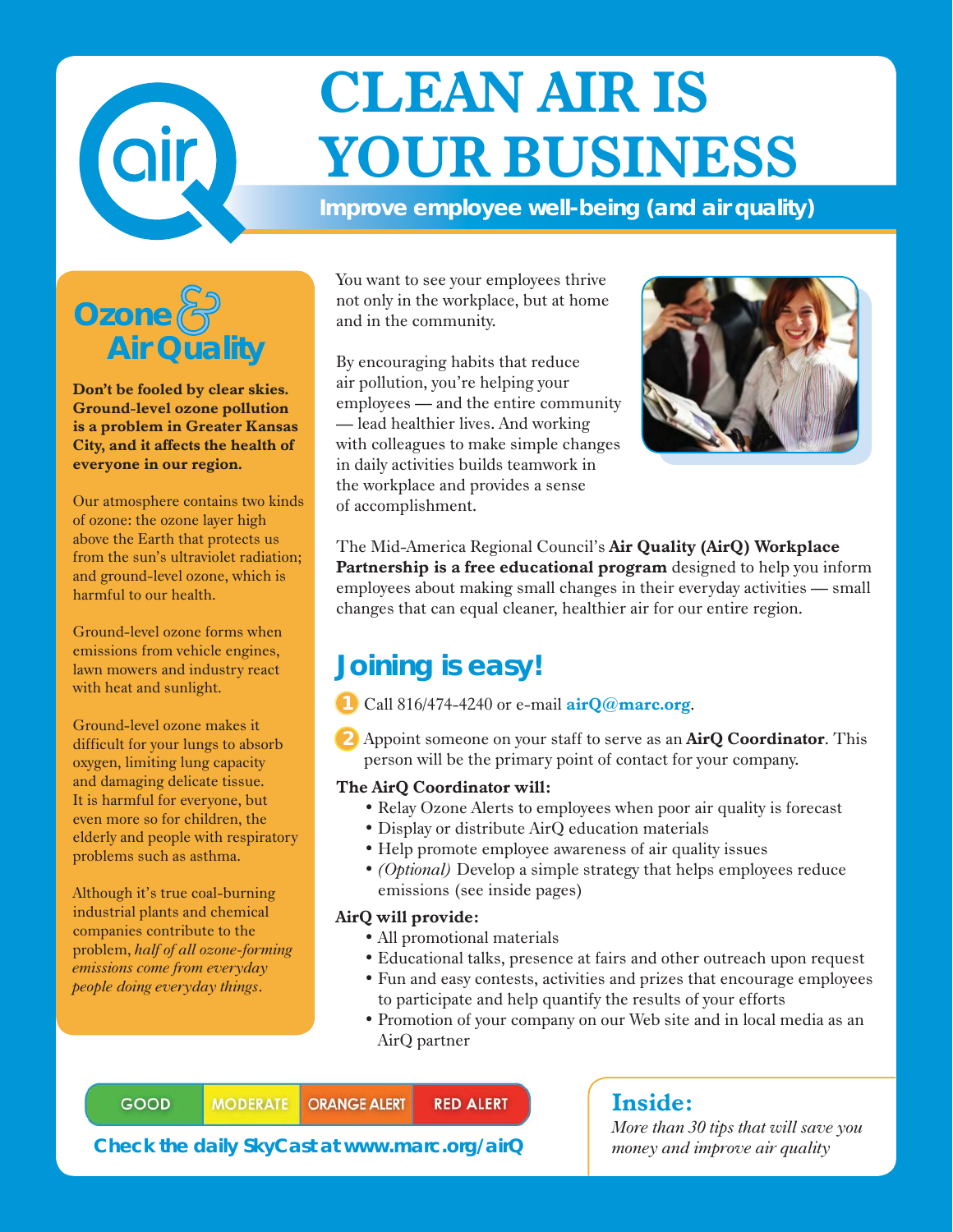# CLEAN AIR IS YOUR BUSINESS

**Improve employee well-being (and air quality)**

## Ozone & Air Quality

**Don't be fooled by clear skies. Ground-level ozone pollution is a problem in Greater Kansas City, and it affects the health of everyone in our region.**

Our atmosphere contains two kinds of ozone: the ozone layer high above the Earth that protects us from the sun's ultraviolet radiation; and ground-level ozone, which is harmful to our health.

Ground-level ozone forms when emissions from vehicle engines, lawn mowers and industry react with heat and sunlight.

Ground-level ozone makes it difficult for your lungs to absorb oxygen, limiting lung capacity and damaging delicate tissue. It is harmful for everyone, but even more so for children, the elderly and people with respiratory problems such as asthma.

Although it's true coal-burning industrial plants and chemical companies contribute to the problem, *half of all ozone-forming emissions come from everyday people doing everyday things*.

You want to see your employees thrive not only in the workplace, but at home and in the community.

By encouraging habits that reduce air pollution, you're helping your employees — and the entire community — lead healthier lives. And working with colleagues to make simple changes in daily activities builds teamwork in the workplace and provides a sense of accomplishment.

The Mid-America Regional Council's **Air Quality (AirQ) Workplace Partnership is a free educational program** designed to help you inform employees about making small changes in their everyday activities — small changes that can equal cleaner, healthier air for our entire region.

## Joining is easy!

1. Call 816/474-4240 or e-mail **airQ@marc.org**.
2. Appoint someone on your staff to serve as an **AirQ Coordinator**. This person will be the primary point of contact for your company.

**The AirQ Coordinator will:**

- Relay Ozone Alerts to employees when poor air quality is forecast
- Display or distribute AirQ education materials
- Help promote employee awareness of air quality issues
- *(Optional)* Develop a simple strategy that helps employees reduce emissions (see inside pages)

**AirQ will provide:**

- All promotional materials
- Educational talks, presence at fairs and other outreach upon request
- Fun and easy contests, activities and prizes that encourage employees to participate and help quantify the results of your efforts
- Promotion of your company on our Web site and in local media as an AirQ partner

GOOD | MODERATE | ORANGE ALERT | RED ALERT

**Check the daily SkyCast at www.marc.org/airQ**

## Inside:

*More than 30 tips that will save you money and improve air quality*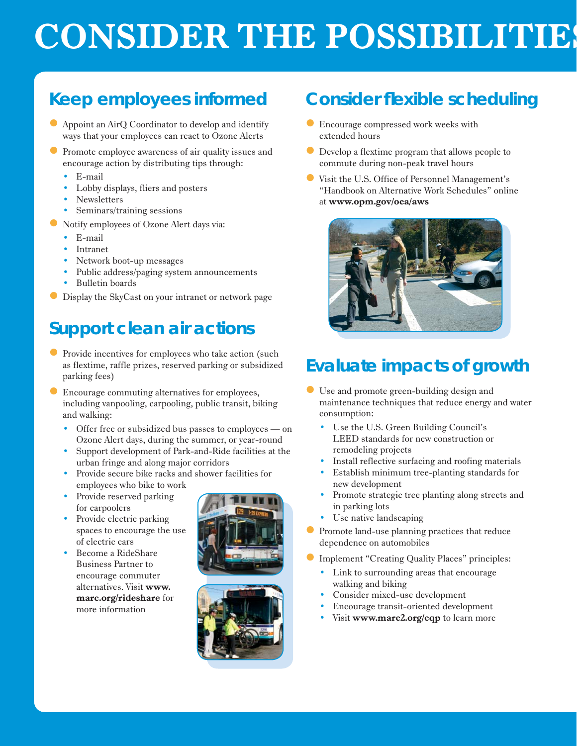# CONSIDER THE POSSIBILITIES

## Keep employees informed

- Appoint an AirQ Coordinator to develop and identify ways that your employees can react to Ozone Alerts
- Promote employee awareness of air quality issues and encourage action by distributing tips through:
  - E-mail
  - Lobby displays, fliers and posters
  - Newsletters
  - Seminars/training sessions
- Notify employees of Ozone Alert days via:
  - E-mail
  - Intranet
  - Network boot-up messages
  - Public address/paging system announcements
  - Bulletin boards
- Display the SkyCast on your intranet or network page

## Support clean air actions

- Provide incentives for employees who take action (such as flextime, raffle prizes, reserved parking or subsidized parking fees)
- Encourage commuting alternatives for employees, including vanpooling, carpooling, public transit, biking and walking:
  - Offer free or subsidized bus passes to employees — on Ozone Alert days, during the summer, or year-round
  - Support development of Park-and-Ride facilities at the urban fringe and along major corridors
  - Provide secure bike racks and shower facilities for employees who bike to work
  - Provide reserved parking for carpoolers
  - Provide electric parking spaces to encourage the use of electric cars
  - Become a RideShare Business Partner to encourage commuter alternatives. Visit **www.marc.org/rideshare** for more information

## Consider flexible scheduling

- Encourage compressed work weeks with extended hours
- Develop a flextime program that allows people to commute during non-peak travel hours
- Visit the U.S. Office of Personnel Management's "Handbook on Alternative Work Schedules" online at **www.opm.gov/oca/aws**

## Evaluate impacts of growth

- Use and promote green-building design and maintenance techniques that reduce energy and water consumption:
  - Use the U.S. Green Building Council's LEED standards for new construction or remodeling projects
  - Install reflective surfacing and roofing materials
  - Establish minimum tree-planting standards for new development
  - Promote strategic tree planting along streets and in parking lots
  - Use native landscaping
- Promote land-use planning practices that reduce dependence on automobiles
- Implement "Creating Quality Places" principles:
  - Link to surrounding areas that encourage walking and biking
  - Consider mixed-use development
  - Encourage transit-oriented development
  - Visit **www.marc2.org/cqp** to learn more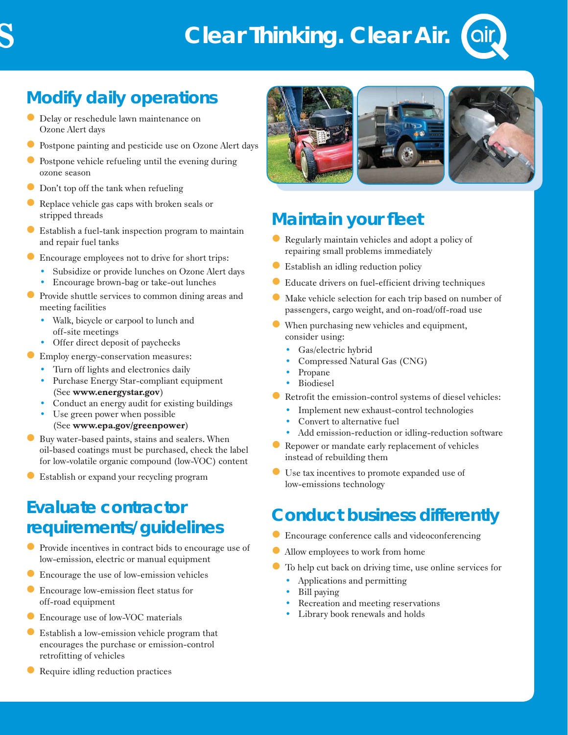# Clear Thinking. Clear Air.

## Modify daily operations

- Delay or reschedule lawn maintenance on Ozone Alert days
- Postpone painting and pesticide use on Ozone Alert days
- Postpone vehicle refueling until the evening during ozone season
- Don't top off the tank when refueling
- Replace vehicle gas caps with broken seals or stripped threads
- Establish a fuel-tank inspection program to maintain and repair fuel tanks
- Encourage employees not to drive for short trips:
  - Subsidize or provide lunches on Ozone Alert days
  - Encourage brown-bag or take-out lunches
- Provide shuttle services to common dining areas and meeting facilities
  - Walk, bicycle or carpool to lunch and off-site meetings
  - Offer direct deposit of paychecks
- Employ energy-conservation measures:
  - Turn off lights and electronics daily
  - Purchase Energy Star-compliant equipment (See **www.energystar.gov**)
  - Conduct an energy audit for existing buildings
  - Use green power when possible (See **www.epa.gov/greenpower**)
- Buy water-based paints, stains and sealers. When oil-based coatings must be purchased, check the label for low-volatile organic compound (low-VOC) content
- Establish or expand your recycling program

## Evaluate contractor requirements/guidelines

- Provide incentives in contract bids to encourage use of low-emission, electric or manual equipment
- Encourage the use of low-emission vehicles
- Encourage low-emission fleet status for off-road equipment
- Encourage use of low-VOC materials
- Establish a low-emission vehicle program that encourages the purchase or emission-control retrofitting of vehicles
- Require idling reduction practices

## Maintain your fleet

- Regularly maintain vehicles and adopt a policy of repairing small problems immediately
- Establish an idling reduction policy
- Educate drivers on fuel-efficient driving techniques
- Make vehicle selection for each trip based on number of passengers, cargo weight, and on-road/off-road use
- When purchasing new vehicles and equipment, consider using:
  - Gas/electric hybrid
  - Compressed Natural Gas (CNG)
  - Propane
  - Biodiesel
- Retrofit the emission-control systems of diesel vehicles:
  - Implement new exhaust-control technologies
  - Convert to alternative fuel
  - Add emission-reduction or idling-reduction software
- Repower or mandate early replacement of vehicles instead of rebuilding them
- Use tax incentives to promote expanded use of low-emissions technology

## Conduct business differently

- Encourage conference calls and videoconferencing
- Allow employees to work from home
- To help cut back on driving time, use online services for
  - Applications and permitting
  - Bill paying
  - Recreation and meeting reservations
  - Library book renewals and holds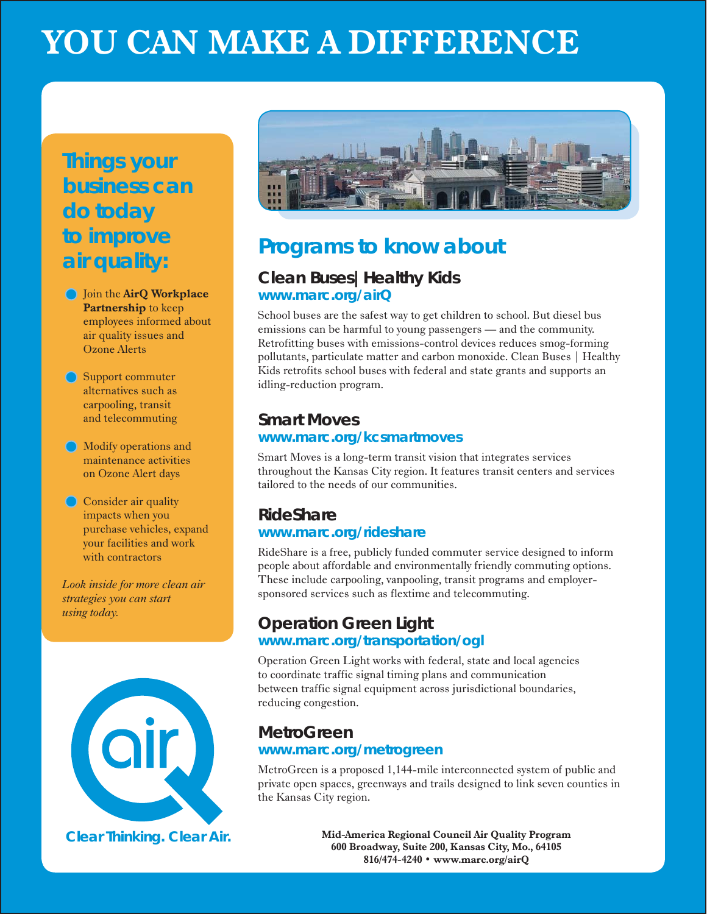# YOU CAN MAKE A DIFFERENCE

## Things your business can do today to improve air quality:

- Join the **AirQ Workplace Partnership** to keep employees informed about air quality issues and Ozone Alerts
- Support commuter alternatives such as carpooling, transit and telecommuting
- Modify operations and maintenance activities on Ozone Alert days
- Consider air quality impacts when you purchase vehicles, expand your facilities and work with contractors

*Look inside for more clean air strategies you can start using today.*

air

Clear Thinking. Clear Air.

## Programs to know about

### Clean Buses| Healthy Kids

**www.marc.org/airQ**

School buses are the safest way to get children to school. But diesel bus emissions can be harmful to young passengers — and the community. Retrofitting buses with emissions-control devices reduces smog-forming pollutants, particulate matter and carbon monoxide. Clean Buses | Healthy Kids retrofits school buses with federal and state grants and supports an idling-reduction program.

### Smart Moves

**www.marc.org/kcsmartmoves**

Smart Moves is a long-term transit vision that integrates services throughout the Kansas City region. It features transit centers and services tailored to the needs of our communities.

### RideShare

**www.marc.org/rideshare**

RideShare is a free, publicly funded commuter service designed to inform people about affordable and environmentally friendly commuting options. These include carpooling, vanpooling, transit programs and employer-sponsored services such as flextime and telecommuting.

### Operation Green Light

**www.marc.org/transportation/ogl**

Operation Green Light works with federal, state and local agencies to coordinate traffic signal timing plans and communication between traffic signal equipment across jurisdictional boundaries, reducing congestion.

### MetroGreen

**www.marc.org/metrogreen**

MetroGreen is a proposed 1,144-mile interconnected system of public and private open spaces, greenways and trails designed to link seven counties in the Kansas City region.

**Mid-America Regional Council Air Quality Program**
**600 Broadway, Suite 200, Kansas City, Mo., 64105**
**816/474-4240 • www.marc.org/airQ**